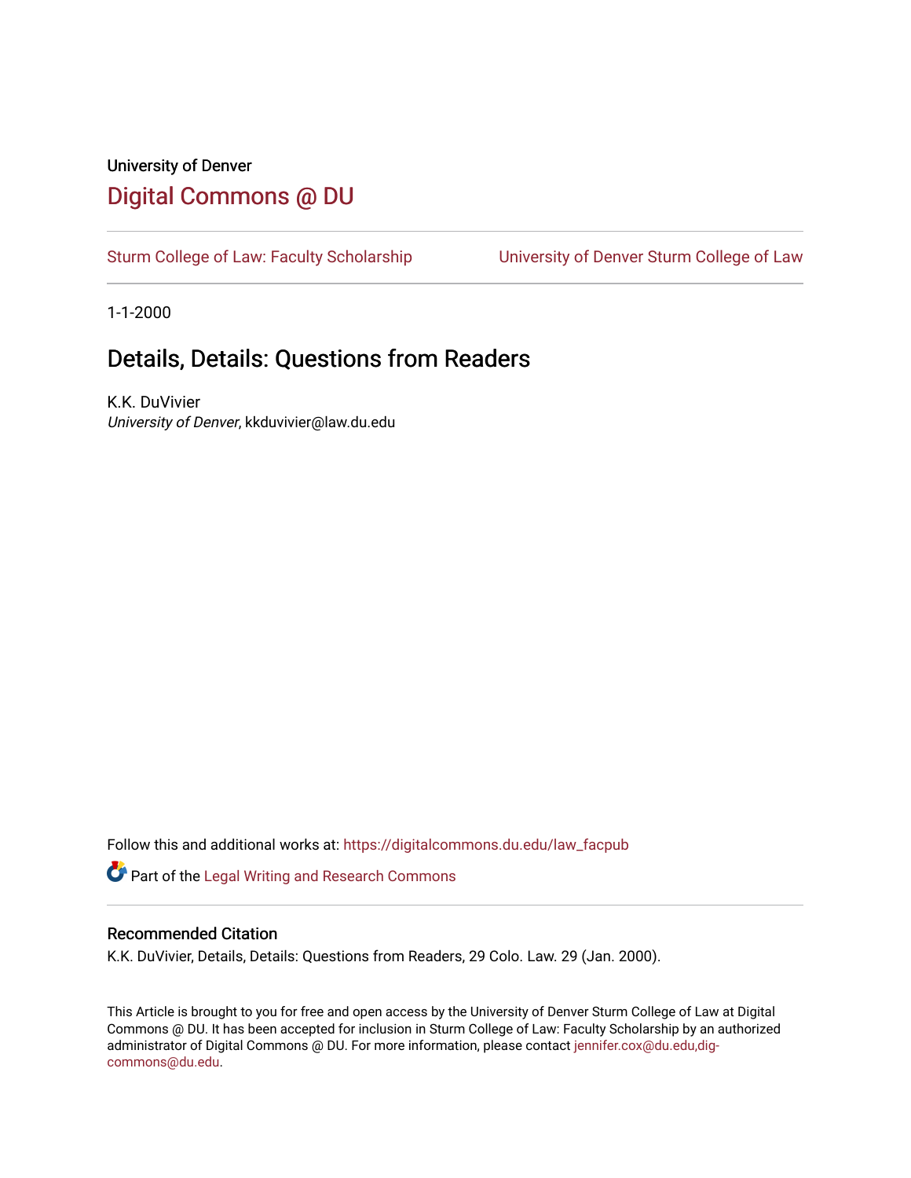University of Denver

# Digital Commons @ DU

Sturm College of Law: Faculty Scholarship | University of Denver Sturm College of Law

1-1-2000

## Details, Details: Questions from Readers

K.K. DuVivier
*University of Denver*, kkduvivier@law.du.edu

Follow this and additional works at: https://digitalcommons.du.edu/law_facpub

Part of the Legal Writing and Research Commons

### Recommended Citation

K.K. DuVivier, Details, Details: Questions from Readers, 29 Colo. Law. 29 (Jan. 2000).

This Article is brought to you for free and open access by the University of Denver Sturm College of Law at Digital Commons @ DU. It has been accepted for inclusion in Sturm College of Law: Faculty Scholarship by an authorized administrator of Digital Commons @ DU. For more information, please contact jennifer.cox@du.edu,dig-commons@du.edu.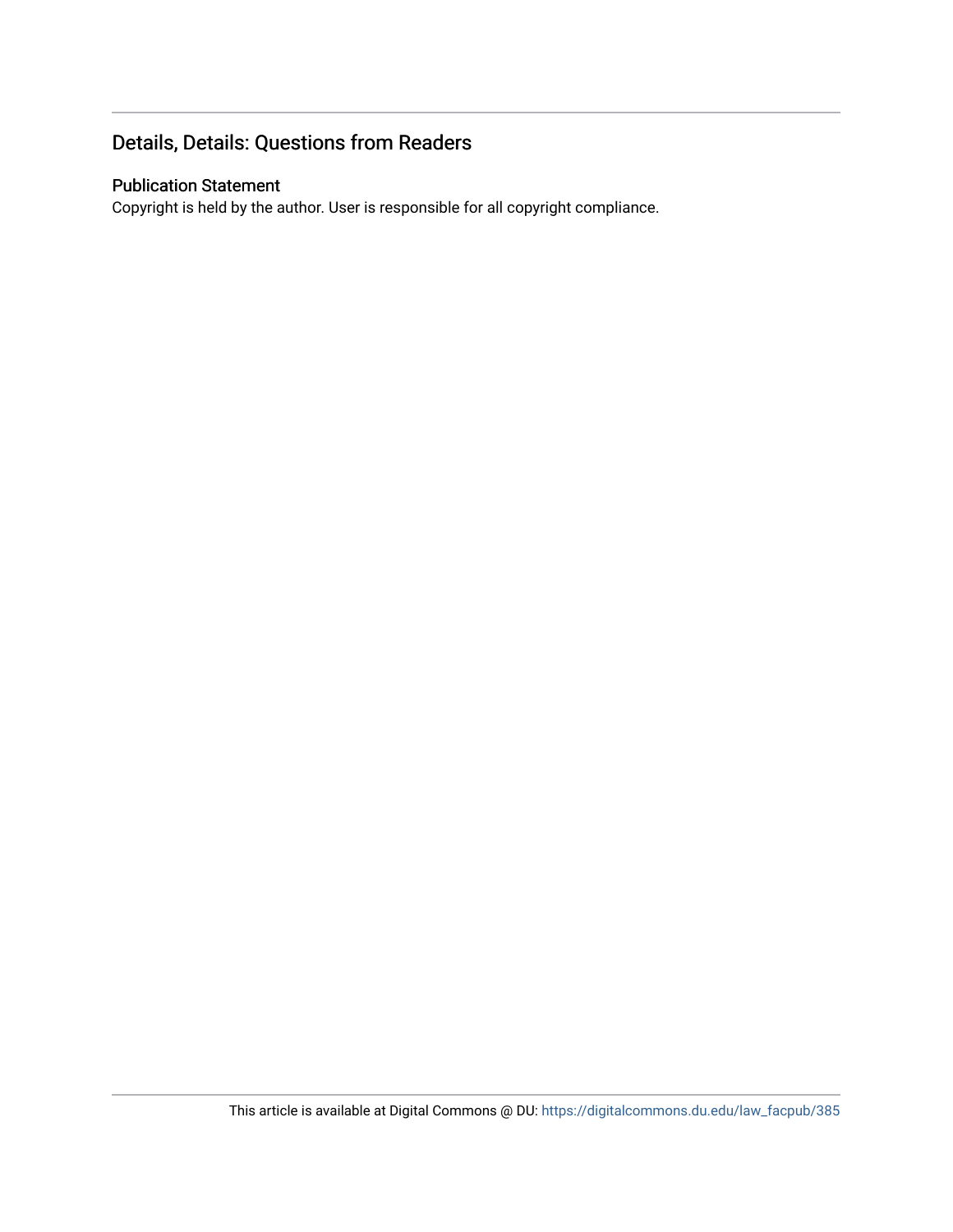## Details, Details: Questions from Readers

### Publication Statement

Copyright is held by the author. User is responsible for all copyright compliance.

This article is available at Digital Commons @ DU: https://digitalcommons.du.edu/law_facpub/385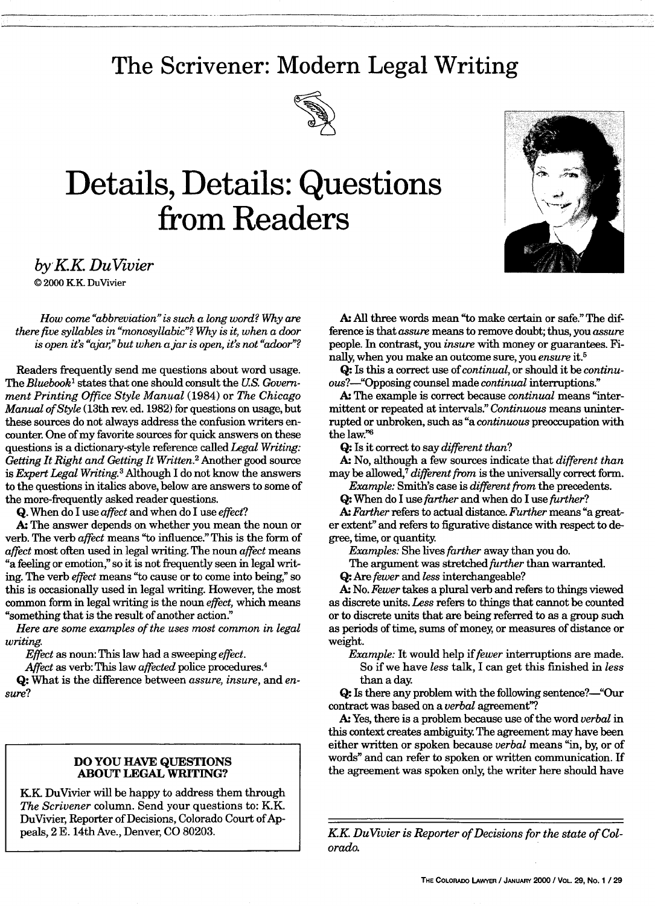# The Scrivener: Modern Legal Writing

# Details, Details: Questions from Readers

*by K.K. DuVivier*

© 2000 K.K. DuVivier

*How come "abbreviation" is such a long word? Why are there five syllables in "monosyllabic"? Why is it, when a door is open it's "ajar," but when a jar is open, it's not "adoor"?*

Readers frequently send me questions about word usage. The *Bluebook*[1] states that one should consult the *U.S. Government Printing Office Style Manual* (1984) or *The Chicago Manual of Style* (13th rev. ed. 1982) for questions on usage, but these sources do not always address the confusion writers encounter. One of my favorite sources for quick answers on these questions is a dictionary-style reference called *Legal Writing: Getting It Right and Getting It Written.*[2] Another good source is *Expert Legal Writing.*[3] Although I do not know the answers to the questions in italics above, below are answers to some of the more-frequently asked reader questions.

**Q.** When do I use *affect* and when do I use *effect*?

**A:** The answer depends on whether you mean the noun or verb. The verb *affect* means "to influence." This is the form of *affect* most often used in legal writing. The noun *affect* means "a feeling or emotion," so it is not frequently seen in legal writing. The verb *effect* means "to cause or to come into being," so this is occasionally used in legal writing. However, the most common form in legal writing is the noun *effect,* which means "something that is the result of another action."

*Here are some examples of the uses most common in legal writing.*

*Effect* as noun: This law had a sweeping *effect.*

*Affect* as verb: This law *affected* police procedures.[4]

**Q:** What is the difference between *assure, insure,* and *ensure*?

**A:** All three words mean "to make certain or safe." The difference is that *assure* means to remove doubt; thus, you *assure* people. In contrast, you *insure* with money or guarantees. Finally, when you make an outcome sure, you *ensure* it.[5]

**Q:** Is this a correct use of *continual,* or should it be *continuous*?—"Opposing counsel made *continual* interruptions."

**A:** The example is correct because *continual* means "intermittent or repeated at intervals." *Continuous* means uninterrupted or unbroken, such as "a *continuous* preoccupation with the law."[6]

**Q:** Is it correct to say *different than*?

**A:** No, although a few sources indicate that *different than* may be allowed,[7] *different from* is the universally correct form.

*Example:* Smith's case is *different from* the precedents.

**Q:** When do I use *farther* and when do I use *further*?

**A:** *Farther* refers to actual distance. *Further* means "a greater extent" and refers to figurative distance with respect to degree, time, or quantity.

*Examples:* She lives *farther* away than you do.

The argument was stretched *further* than warranted.

**Q:** Are *fewer* and *less* interchangeable?

**A:** No. *Fewer* takes a plural verb and refers to things viewed as discrete units. *Less* refers to things that cannot be counted or to discrete units that are being referred to as a group such as periods of time, sums of money, or measures of distance or weight.

*Example:* It would help if *fewer* interruptions are made. So if we have *less* talk, I can get this finished in *less* than a day.

**Q:** Is there any problem with the following sentence?—"Our contract was based on a *verbal* agreement"?

**A:** Yes, there is a problem because use of the word *verbal* in this context creates ambiguity. The agreement may have been either written or spoken because *verbal* means "in, by, or of words" and can refer to spoken or written communication. If the agreement was spoken only, the writer here should have

---

**DO YOU HAVE QUESTIONS ABOUT LEGAL WRITING?**

K.K. DuVivier will be happy to address them through *The Scrivener* column. Send your questions to: K.K. DuVivier, Reporter of Decisions, Colorado Court of Appeals, 2 E. 14th Ave., Denver, CO 80203.

---

*K.K. DuVivier is Reporter of Decisions for the state of Colorado.*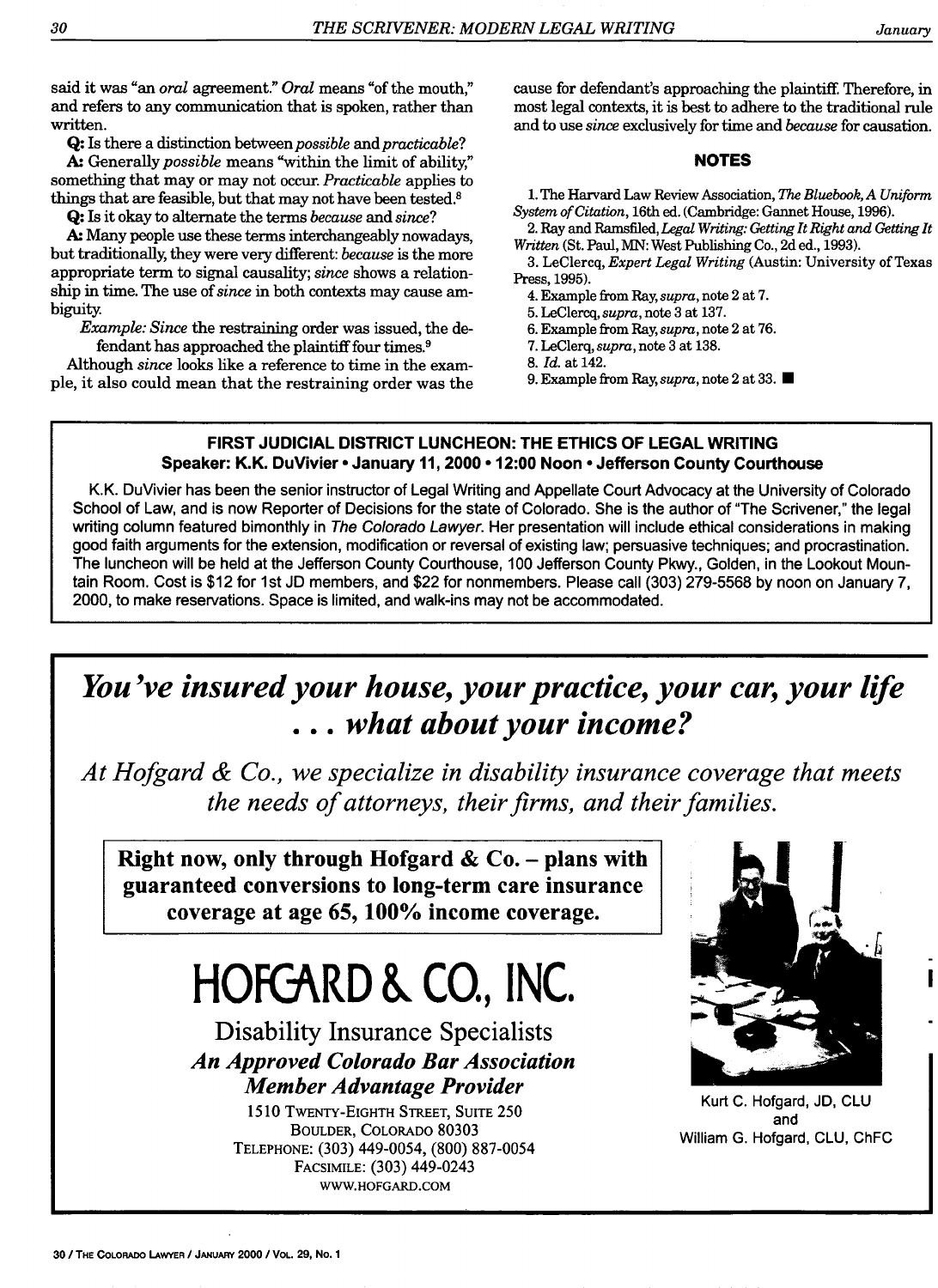said it was "an *oral* agreement." *Oral* means "of the mouth," and refers to any communication that is spoken, rather than written.

**Q:** Is there a distinction between *possible* and *practicable*?

**A:** Generally *possible* means "within the limit of ability," something that may or may not occur. *Practicable* applies to things that are feasible, but that may not have been tested.[8]

**Q:** Is it okay to alternate the terms *because* and *since*?

**A:** Many people use these terms interchangeably nowadays, but traditionally, they were very different: *because* is the more appropriate term to signal causality; *since* shows a relationship in time. The use of *since* in both contexts may cause ambiguity.

> *Example: Since* the restraining order was issued, the defendant has approached the plaintiff four times.[9]

Although *since* looks like a reference to time in the example, it also could mean that the restraining order was the cause for defendant's approaching the plaintiff. Therefore, in most legal contexts, it is best to adhere to the traditional rule and to use *since* exclusively for time and *because* for causation.

## NOTES

1. The Harvard Law Review Association, *The Bluebook, A Uniform System of Citation*, 16th ed. (Cambridge: Gannet House, 1996).
2. Ray and Ramsfiled, *Legal Writing: Getting It Right and Getting It Written* (St. Paul, MN: West Publishing Co., 2d ed., 1993).
3. LeClercq, *Expert Legal Writing* (Austin: University of Texas Press, 1995).
4. Example from Ray, *supra*, note 2 at 7.
5. LeClercq, *supra*, note 3 at 137.
6. Example from Ray, *supra*, note 2 at 76.
7. LeClerq, *supra*, note 3 at 138.
8. *Id.* at 142.
9. Example from Ray, *supra*, note 2 at 33. ■

---

**FIRST JUDICIAL DISTRICT LUNCHEON: THE ETHICS OF LEGAL WRITING**
**Speaker: K.K. DuVivier • January 11, 2000 • 12:00 Noon • Jefferson County Courthouse**

K.K. DuVivier has been the senior instructor of Legal Writing and Appellate Court Advocacy at the University of Colorado School of Law, and is now Reporter of Decisions for the state of Colorado. She is the author of "The Scrivener," the legal writing column featured bimonthly in *The Colorado Lawyer*. Her presentation will include ethical considerations in making good faith arguments for the extension, modification or reversal of existing law; persuasive techniques; and procrastination. The luncheon will be held at the Jefferson County Courthouse, 100 Jefferson County Pkwy., Golden, in the Lookout Mountain Room. Cost is $12 for 1st JD members, and $22 for nonmembers. Please call (303) 279-5568 by noon on January 7, 2000, to make reservations. Space is limited, and walk-ins may not be accommodated.

---

***You've insured your house, your practice, your car, your life . . . what about your income?***

*At Hofgard & Co., we specialize in disability insurance coverage that meets the needs of attorneys, their firms, and their families.*

**Right now, only through Hofgard & Co. – plans with guaranteed conversions to long-term care insurance coverage at age 65, 100% income coverage.**

**HOFGARD & CO., INC.**

Disability Insurance Specialists

***An Approved Colorado Bar Association Member Advantage Provider***

1510 Twenty-Eighth Street, Suite 250
Boulder, Colorado 80303
Telephone: (303) 449-0054, (800) 887-0054
Facsimile: (303) 449-0243
www.hofgard.com

Kurt C. Hofgard, JD, CLU
and
William G. Hofgard, CLU, ChFC